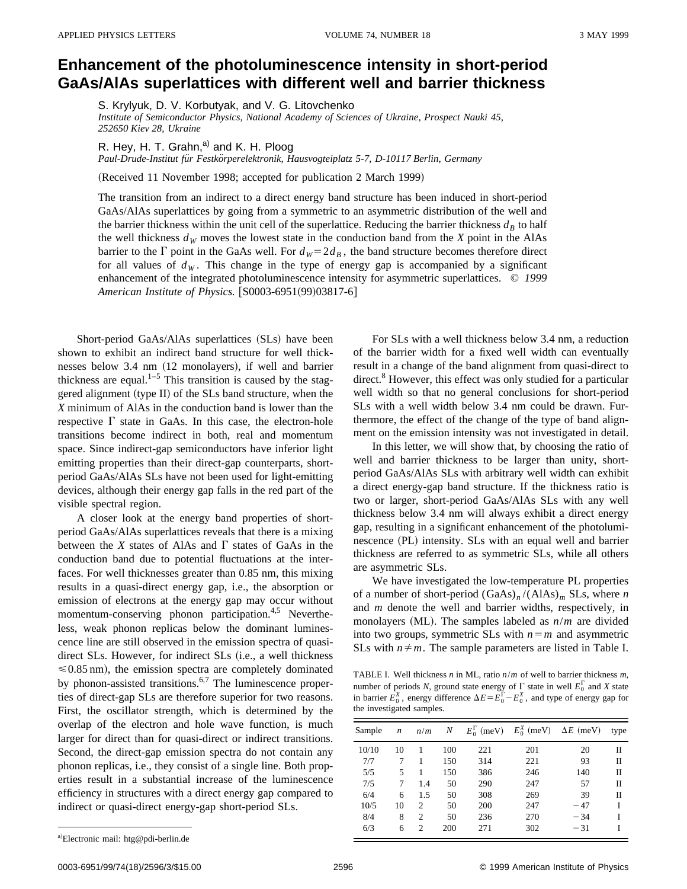# Enhancement of the photoluminescence intensity in short-period GaAs/AlAs superlattices with different well and barrier thickness

S. Krylyuk, D. V. Korbutyak, and V. G. Litovchenko

*Institute of Semiconductor Physics, National Academy of Sciences of Ukraine, Prospect Nauki 45, 252650 Kiev 28, Ukraine*

R. Hey, H. T. Grahn,[a] and K. H. Ploog

*Paul-Drude-Institut für Festkörperelektronik, Hausvogteiplatz 5-7, D-10117 Berlin, Germany*

(Received 11 November 1998; accepted for publication 2 March 1999)

The transition from an indirect to a direct energy band structure has been induced in short-period GaAs/AlAs superlattices by going from a symmetric to an asymmetric distribution of the well and the barrier thickness within the unit cell of the superlattice. Reducing the barrier thickness $d_B$ to half the well thickness $d_W$ moves the lowest state in the conduction band from the $X$ point in the AlAs barrier to the $\Gamma$ point in the GaAs well. For $d_W = 2d_B$, the band structure becomes therefore direct for all values of $d_W$. This change in the type of energy gap is accompanied by a significant enhancement of the integrated photoluminescence intensity for asymmetric superlattices. © *1999 American Institute of Physics.* [S0003-6951(99)03817-6]

Short-period GaAs/AlAs superlattices (SLs) have been shown to exhibit an indirect band structure for well thicknesses below 3.4 nm (12 monolayers), if well and barrier thickness are equal.[1–5] This transition is caused by the staggered alignment (type II) of the SLs band structure, when the $X$ minimum of AlAs in the conduction band is lower than the respective $\Gamma$ state in GaAs. In this case, the electron-hole transitions become indirect in both, real and momentum space. Since indirect-gap semiconductors have inferior light emitting properties than their direct-gap counterparts, short-period GaAs/AlAs SLs have not been used for light-emitting devices, although their energy gap falls in the red part of the visible spectral region.

A closer look at the energy band properties of short-period GaAs/AlAs superlattices reveals that there is a mixing between the $X$ states of AlAs and $\Gamma$ states of GaAs in the conduction band due to potential fluctuations at the interfaces. For well thicknesses greater than 0.85 nm, this mixing results in a quasi-direct energy gap, i.e., the absorption or emission of electrons at the energy gap may occur without momentum-conserving phonon participation.[4,5] Nevertheless, weak phonon replicas below the dominant luminescence line are still observed in the emission spectra of quasi-direct SLs. However, for indirect SLs (i.e., a well thickness $\leq 0.85$ nm), the emission spectra are completely dominated by phonon-assisted transitions.[6,7] The luminescence properties of direct-gap SLs are therefore superior for two reasons. First, the oscillator strength, which is determined by the overlap of the electron and hole wave function, is much larger for direct than for quasi-direct or indirect transitions. Second, the direct-gap emission spectra do not contain any phonon replicas, i.e., they consist of a single line. Both properties result in a substantial increase of the luminescence efficiency in structures with a direct energy gap compared to indirect or quasi-direct energy-gap short-period SLs.

For SLs with a well thickness below 3.4 nm, a reduction of the barrier width for a fixed well width can eventually result in a change of the band alignment from quasi-direct to direct.[8] However, this effect was only studied for a particular well width so that no general conclusions for short-period SLs with a well width below 3.4 nm could be drawn. Furthermore, the effect of the change of the type of band alignment on the emission intensity was not investigated in detail.

In this letter, we will show that, by choosing the ratio of well and barrier thickness to be larger than unity, short-period GaAs/AlAs SLs with arbitrary well width can exhibit a direct energy-gap band structure. If the thickness ratio is two or larger, short-period GaAs/AlAs SLs with any well thickness below 3.4 nm will always exhibit a direct energy gap, resulting in a significant enhancement of the photoluminescence (PL) intensity. SLs with an equal well and barrier thickness are referred to as symmetric SLs, while all others are asymmetric SLs.

We have investigated the low-temperature PL properties of a number of short-period $(\mathrm{GaAs})_n/(\mathrm{AlAs})_m$ SLs, where $n$ and $m$ denote the well and barrier widths, respectively, in monolayers (ML). The samples labeled as $n/m$ are divided into two groups, symmetric SLs with $n = m$ and asymmetric SLs with $n \neq m$. The sample parameters are listed in Table I.

TABLE I. Well thickness $n$ in ML, ratio $n/m$ of well to barrier thickness $m$, number of periods $N$, ground state energy of $\Gamma$ state in well $E_0^\Gamma$ and $X$ state in barrier $E_0^X$, energy difference $\Delta E = E_0^\Gamma - E_0^X$, and type of energy gap for the investigated samples.

| Sample | $n$ | $n/m$ | $N$ | $E_0^\Gamma$ (meV) | $E_0^X$ (meV) | $\Delta E$ (meV) | type |
|---|---|---|---|---|---|---|---|
| 10/10 | 10 | 1 | 100 | 221 | 201 | 20 | II |
| 7/7 | 7 | 1 | 150 | 314 | 221 | 93 | II |
| 5/5 | 5 | 1 | 150 | 386 | 246 | 140 | II |
| 7/5 | 7 | 1.4 | 50 | 290 | 247 | 57 | II |
| 6/4 | 6 | 1.5 | 50 | 308 | 269 | 39 | II |
| 10/5 | 10 | 2 | 50 | 200 | 247 | −47 | I |
| 8/4 | 8 | 2 | 50 | 236 | 270 | −34 | I |
| 6/3 | 6 | 2 | 200 | 271 | 302 | −31 | I |

[a] Electronic mail: htg@pdi-berlin.de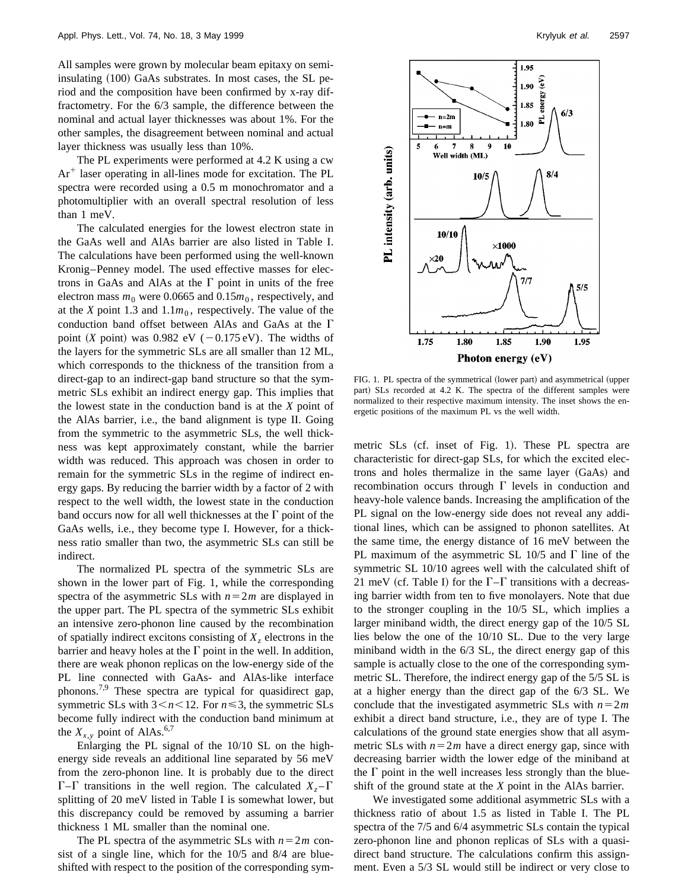All samples were grown by molecular beam epitaxy on semi-insulating (100) GaAs substrates. In most cases, the SL period and the composition have been confirmed by x-ray diffractometry. For the 6/3 sample, the difference between the nominal and actual layer thicknesses was about 1%. For the other samples, the disagreement between nominal and actual layer thickness was usually less than 10%.

The PL experiments were performed at 4.2 K using a cw $Ar^+$ laser operating in all-lines mode for excitation. The PL spectra were recorded using a 0.5 m monochromator and a photomultiplier with an overall spectral resolution of less than 1 meV.

The calculated energies for the lowest electron state in the GaAs well and AlAs barrier are also listed in Table I. The calculations have been performed using the well-known Kronig–Penney model. The used effective masses for electrons in GaAs and AlAs at the Γ point in units of the free electron mass $m_0$ were 0.0665 and $0.15m_0$, respectively, and at the $X$ point 1.3 and $1.1m_0$, respectively. The value of the conduction band offset between AlAs and GaAs at the Γ point ($X$ point) was 0.982 eV (−0.175 eV). The widths of the layers for the symmetric SLs are all smaller than 12 ML, which corresponds to the thickness of the transition from a direct-gap to an indirect-gap band structure so that the symmetric SLs exhibit an indirect energy gap. This implies that the lowest state in the conduction band is at the $X$ point of the AlAs barrier, i.e., the band alignment is type II. Going from the symmetric to the asymmetric SLs, the well thickness was kept approximately constant, while the barrier width was reduced. This approach was chosen in order to remain for the symmetric SLs in the regime of indirect energy gaps. By reducing the barrier width by a factor of 2 with respect to the well width, the lowest state in the conduction band occurs now for all well thicknesses at the Γ point of the GaAs wells, i.e., they become type I. However, for a thickness ratio smaller than two, the asymmetric SLs can still be indirect.

The normalized PL spectra of the symmetric SLs are shown in the lower part of Fig. 1, while the corresponding spectra of the asymmetric SLs with $n=2m$ are displayed in the upper part. The PL spectra of the symmetric SLs exhibit an intensive zero-phonon line caused by the recombination of spatially indirect excitons consisting of $X_z$ electrons in the barrier and heavy holes at the Γ point in the well. In addition, there are weak phonon replicas on the low-energy side of the PL line connected with GaAs- and AlAs-like interface phonons.[7,9] These spectra are typical for quasidirect gap, symmetric SLs with $3<n<12$. For $n\leqslant 3$, the symmetric SLs become fully indirect with the conduction band minimum at the $X_{x,y}$ point of AlAs.[6,7]

Enlarging the PL signal of the 10/10 SL on the high-energy side reveals an additional line separated by 56 meV from the zero-phonon line. It is probably due to the direct Γ–Γ transitions in the well region. The calculated $X_z$–Γ splitting of 20 meV listed in Table I is somewhat lower, but this discrepancy could be removed by assuming a barrier thickness 1 ML smaller than the nominal one.

The PL spectra of the asymmetric SLs with $n=2m$ consist of a single line, which for the 10/5 and 8/4 are blue-shifted with respect to the position of the corresponding symmetric SLs (cf. inset of Fig. 1). These PL spectra are characteristic for direct-gap SLs, for which the excited electrons and holes thermalize in the same layer (GaAs) and recombination occurs through Γ levels in conduction and heavy-hole valence bands. Increasing the amplification of the PL signal on the low-energy side does not reveal any additional lines, which can be assigned to phonon satellites. At the same time, the energy distance of 16 meV between the PL maximum of the asymmetric SL 10/5 and Γ line of the symmetric SL 10/10 agrees well with the calculated shift of 21 meV (cf. Table I) for the Γ–Γ transitions with a decreasing barrier width from ten to five monolayers. Note that due to the stronger coupling in the 10/5 SL, which implies a larger miniband width, the direct energy gap of the 10/5 SL lies below the one of the 10/10 SL. Due to the very large miniband width in the 6/3 SL, the direct energy gap of this sample is actually close to the one of the corresponding symmetric SL. Therefore, the indirect energy gap of the 5/5 SL is at a higher energy than the direct gap of the 6/3 SL. We conclude that the investigated asymmetric SLs with $n=2m$ exhibit a direct band structure, i.e., they are of type I. The calculations of the ground state energies show that all asymmetric SLs with $n=2m$ have a direct energy gap, since with decreasing barrier width the lower edge of the miniband at the Γ point in the well increases less strongly than the blue-shift of the ground state at the $X$ point in the AlAs barrier.

We investigated some additional asymmetric SLs with a thickness ratio of about 1.5 as listed in Table I. The PL spectra of the 7/5 and 6/4 asymmetric SLs contain the typical zero-phonon line and phonon replicas of SLs with a quasi-direct band structure. The calculations confirm this assignment. Even a 5/3 SL would still be indirect or very close to

FIG. 1. PL spectra of the symmetrical (lower part) and asymmetrical (upper part) SLs recorded at 4.2 K. The spectra of the different samples were normalized to their respective maximum intensity. The inset shows the energetic positions of the maximum PL vs the well width.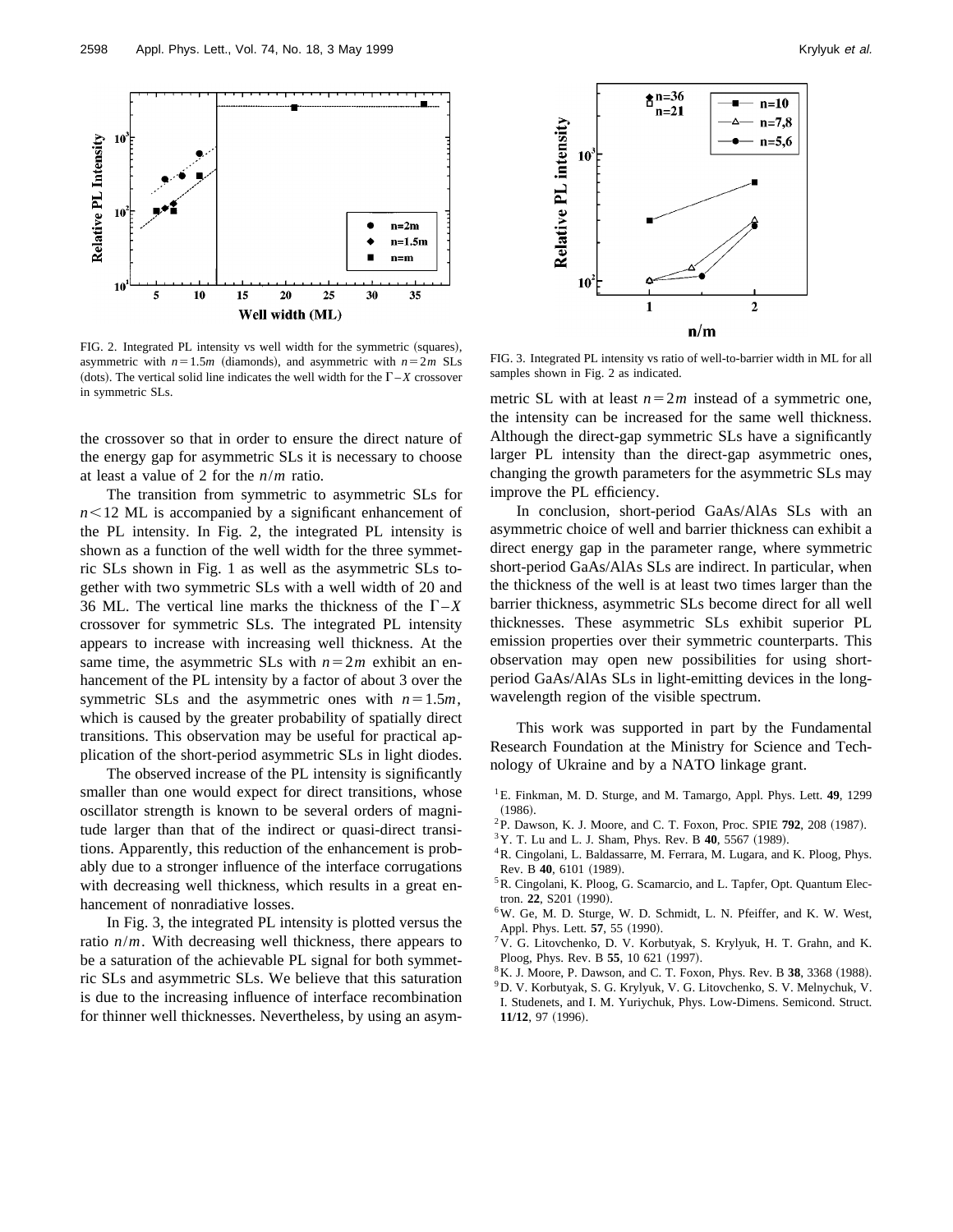Relative PL Intensity

$10^3$

$10^2$

$10^1$

5 10 15 20 25 30 35

Well width (ML)

n=2m

n=1.5m

n=m

FIG. 2. Integrated PL intensity vs well width for the symmetric (squares), asymmetric with $n=1.5m$ (diamonds), and asymmetric with $n=2m$ SLs (dots). The vertical solid line indicates the well width for the $\Gamma - X$ crossover in symmetric SLs.

Relative PL intensity

$10^3$

$10^2$

n=36

n=21

n=10

n=7,8

n=5,6

1 2

n/m

FIG. 3. Integrated PL intensity vs ratio of well-to-barrier width in ML for all samples shown in Fig. 2 as indicated.

the crossover so that in order to ensure the direct nature of the energy gap for asymmetric SLs it is necessary to choose at least a value of 2 for the $n/m$ ratio.

The transition from symmetric to asymmetric SLs for $n<12$ ML is accompanied by a significant enhancement of the PL intensity. In Fig. 2, the integrated PL intensity is shown as a function of the well width for the three symmetric SLs shown in Fig. 1 as well as the asymmetric SLs together with two symmetric SLs with a well width of 20 and 36 ML. The vertical line marks the thickness of the $\Gamma - X$ crossover for symmetric SLs. The integrated PL intensity appears to increase with increasing well thickness. At the same time, the asymmetric SLs with $n=2m$ exhibit an enhancement of the PL intensity by a factor of about 3 over the symmetric SLs and the asymmetric ones with $n=1.5m$, which is caused by the greater probability of spatially direct transitions. This observation may be useful for practical application of the short-period asymmetric SLs in light diodes.

The observed increase of the PL intensity is significantly smaller than one would expect for direct transitions, whose oscillator strength is known to be several orders of magnitude larger than that of the indirect or quasi-direct transitions. Apparently, this reduction of the enhancement is probably due to a stronger influence of the interface corrugations with decreasing well thickness, which results in a great enhancement of nonradiative losses.

In Fig. 3, the integrated PL intensity is plotted versus the ratio $n/m$. With decreasing well thickness, there appears to be a saturation of the achievable PL signal for both symmetric SLs and asymmetric SLs. We believe that this saturation is due to the increasing influence of interface recombination for thinner well thicknesses. Nevertheless, by using an asymmetric SL with at least $n=2m$ instead of a symmetric one, the intensity can be increased for the same well thickness. Although the direct-gap symmetric SLs have a significantly larger PL intensity than the direct-gap asymmetric ones, changing the growth parameters for the asymmetric SLs may improve the PL efficiency.

In conclusion, short-period GaAs/AlAs SLs with an asymmetric choice of well and barrier thickness can exhibit a direct energy gap in the parameter range, where symmetric short-period GaAs/AlAs SLs are indirect. In particular, when the thickness of the well is at least two times larger than the barrier thickness, asymmetric SLs become direct for all well thicknesses. These asymmetric SLs exhibit superior PL emission properties over their symmetric counterparts. This observation may open new possibilities for using short-period GaAs/AlAs SLs in light-emitting devices in the long-wavelength region of the visible spectrum.

This work was supported in part by the Fundamental Research Foundation at the Ministry for Science and Technology of Ukraine and by a NATO linkage grant.

[1] E. Finkman, M. D. Sturge, and M. Tamargo, Appl. Phys. Lett. **49**, 1299 (1986).

[2] P. Dawson, K. J. Moore, and C. T. Foxon, Proc. SPIE **792**, 208 (1987).

[3] Y. T. Lu and L. J. Sham, Phys. Rev. B **40**, 5567 (1989).

[4] R. Cingolani, L. Baldassarre, M. Ferrara, M. Lugara, and K. Ploog, Phys. Rev. B **40**, 6101 (1989).

[5] R. Cingolani, K. Ploog, G. Scamarcio, and L. Tapfer, Opt. Quantum Electron. **22**, S201 (1990).

[6] W. Ge, M. D. Sturge, W. D. Schmidt, L. N. Pfeiffer, and K. W. West, Appl. Phys. Lett. **57**, 55 (1990).

[7] V. G. Litovchenko, D. V. Korbutyak, S. Krylyuk, H. T. Grahn, and K. Ploog, Phys. Rev. B **55**, 10 621 (1997).

[8] K. J. Moore, P. Dawson, and C. T. Foxon, Phys. Rev. B **38**, 3368 (1988).

[9] D. V. Korbutyak, S. G. Krylyuk, V. G. Litovchenko, S. V. Melnychuk, V. I. Studenets, and I. M. Yuriychuk, Phys. Low-Dimens. Semicond. Struct. **11/12**, 97 (1996).